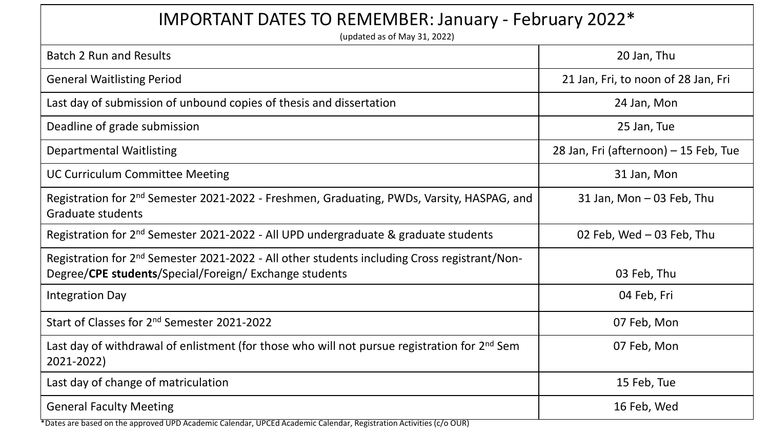# IMPORTANT DATES TO REMEMBER: January - February 2022*

(updated as of May 31, 2022)

| Activity | Date |
| --- | --- |
| Batch 2 Run and Results | 20 Jan, Thu |
| General Waitlisting Period | 21 Jan, Fri, to noon of 28 Jan, Fri |
| Last day of submission of unbound copies of thesis and dissertation | 24 Jan, Mon |
| Deadline of grade submission | 25 Jan, Tue |
| Departmental Waitlisting | 28 Jan, Fri (afternoon) – 15 Feb, Tue |
| UC Curriculum Committee Meeting | 31 Jan, Mon |
| Registration for 2nd Semester 2021-2022 - Freshmen, Graduating, PWDs, Varsity, HASPAG, and Graduate students | 31 Jan, Mon – 03 Feb, Thu |
| Registration for 2nd Semester 2021-2022 - All UPD undergraduate & graduate students | 02 Feb, Wed – 03 Feb, Thu |
| Registration for 2nd Semester 2021-2022 - All other students including Cross registrant/Non-Degree/**CPE students**/Special/Foreign/ Exchange students | 03 Feb, Thu |
| Integration Day | 04 Feb, Fri |
| Start of Classes for 2nd Semester 2021-2022 | 07 Feb, Mon |
| Last day of withdrawal of enlistment (for those who will not pursue registration for 2nd Sem 2021-2022) | 07 Feb, Mon |
| Last day of change of matriculation | 15 Feb, Tue |
| General Faculty Meeting | 16 Feb, Wed |

*Dates are based on the approved UPD Academic Calendar, UPCEd Academic Calendar, Registration Activities (c/o OUR)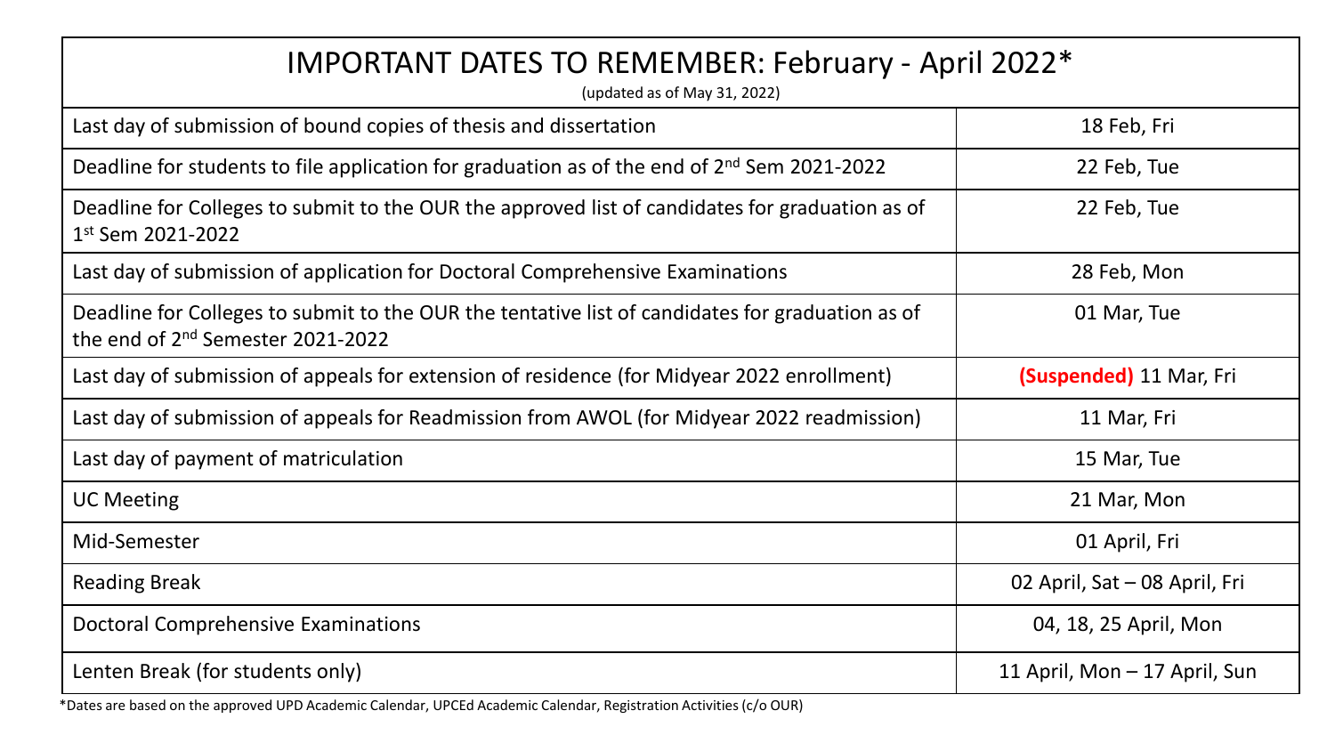# IMPORTANT DATES TO REMEMBER: February - April 2022*

(updated as of May 31, 2022)

| Activity | Date |
| --- | --- |
| Last day of submission of bound copies of thesis and dissertation | 18 Feb, Fri |
| Deadline for students to file application for graduation as of the end of 2nd Sem 2021-2022 | 22 Feb, Tue |
| Deadline for Colleges to submit to the OUR the approved list of candidates for graduation as of 1st Sem 2021-2022 | 22 Feb, Tue |
| Last day of submission of application for Doctoral Comprehensive Examinations | 28 Feb, Mon |
| Deadline for Colleges to submit to the OUR the tentative list of candidates for graduation as of the end of 2nd Semester 2021-2022 | 01 Mar, Tue |
| Last day of submission of appeals for extension of residence (for Midyear 2022 enrollment) | **(Suspended)** 11 Mar, Fri |
| Last day of submission of appeals for Readmission from AWOL (for Midyear 2022 readmission) | 11 Mar, Fri |
| Last day of payment of matriculation | 15 Mar, Tue |
| UC Meeting | 21 Mar, Mon |
| Mid-Semester | 01 April, Fri |
| Reading Break | 02 April, Sat – 08 April, Fri |
| Doctoral Comprehensive Examinations | 04, 18, 25 April, Mon |
| Lenten Break (for students only) | 11 April, Mon – 17 April, Sun |

*Dates are based on the approved UPD Academic Calendar, UPCEd Academic Calendar, Registration Activities (c/o OUR)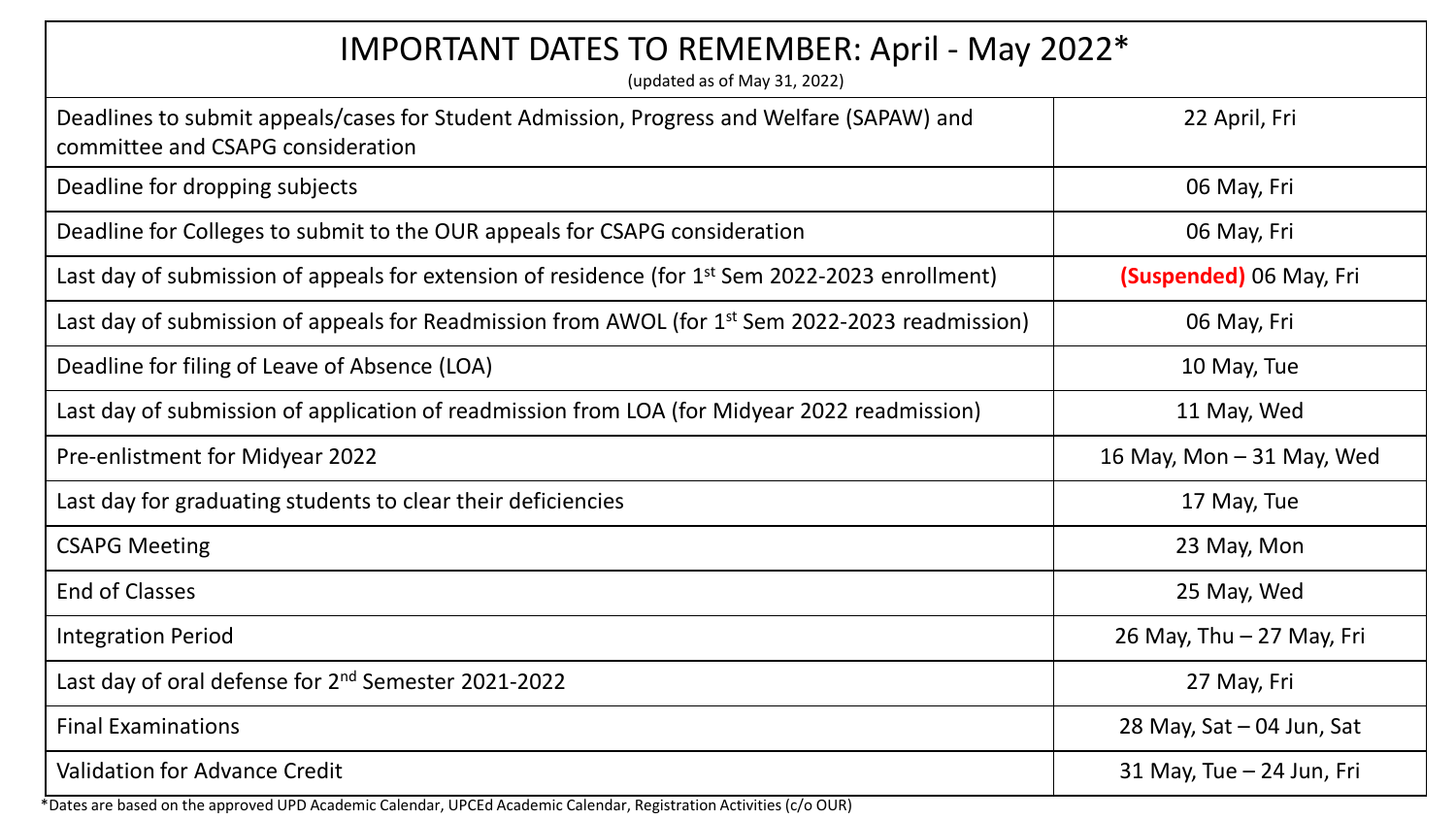# IMPORTANT DATES TO REMEMBER: April - May 2022*

(updated as of May 31, 2022)

| Activity | Date |
|---|---|
| Deadlines to submit appeals/cases for Student Admission, Progress and Welfare (SAPAW) and committee and CSAPG consideration | 22 April, Fri |
| Deadline for dropping subjects | 06 May, Fri |
| Deadline for Colleges to submit to the OUR appeals for CSAPG consideration | 06 May, Fri |
| Last day of submission of appeals for extension of residence (for 1st Sem 2022-2023 enrollment) | **(Suspended)** 06 May, Fri |
| Last day of submission of appeals for Readmission from AWOL (for 1st Sem 2022-2023 readmission) | 06 May, Fri |
| Deadline for filing of Leave of Absence (LOA) | 10 May, Tue |
| Last day of submission of application of readmission from LOA (for Midyear 2022 readmission) | 11 May, Wed |
| Pre-enlistment for Midyear 2022 | 16 May, Mon – 31 May, Wed |
| Last day for graduating students to clear their deficiencies | 17 May, Tue |
| CSAPG Meeting | 23 May, Mon |
| End of Classes | 25 May, Wed |
| Integration Period | 26 May, Thu – 27 May, Fri |
| Last day of oral defense for 2nd Semester 2021-2022 | 27 May, Fri |
| Final Examinations | 28 May, Sat – 04 Jun, Sat |
| Validation for Advance Credit | 31 May, Tue – 24 Jun, Fri |

*Dates are based on the approved UPD Academic Calendar, UPCEd Academic Calendar, Registration Activities (c/o OUR)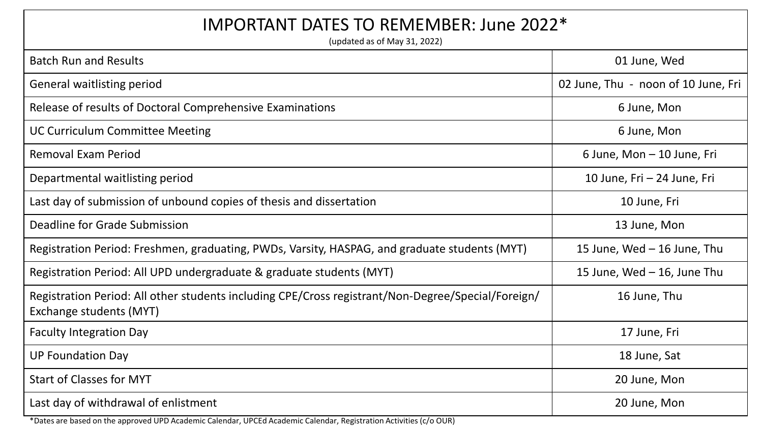# IMPORTANT DATES TO REMEMBER: June 2022*

(updated as of May 31, 2022)

| Activity | Date |
| --- | --- |
| Batch Run and Results | 01 June, Wed |
| General waitlisting period | 02 June, Thu - noon of 10 June, Fri |
| Release of results of Doctoral Comprehensive Examinations | 6 June, Mon |
| UC Curriculum Committee Meeting | 6 June, Mon |
| Removal Exam Period | 6 June, Mon – 10 June, Fri |
| Departmental waitlisting period | 10 June, Fri – 24 June, Fri |
| Last day of submission of unbound copies of thesis and dissertation | 10 June, Fri |
| Deadline for Grade Submission | 13 June, Mon |
| Registration Period: Freshmen, graduating, PWDs, Varsity, HASPAG, and graduate students (MYT) | 15 June, Wed – 16 June, Thu |
| Registration Period: All UPD undergraduate & graduate students (MYT) | 15 June, Wed – 16, June Thu |
| Registration Period: All other students including CPE/Cross registrant/Non-Degree/Special/Foreign/ Exchange students (MYT) | 16 June, Thu |
| Faculty Integration Day | 17 June, Fri |
| UP Foundation Day | 18 June, Sat |
| Start of Classes for MYT | 20 June, Mon |
| Last day of withdrawal of enlistment | 20 June, Mon |

*Dates are based on the approved UPD Academic Calendar, UPCEd Academic Calendar, Registration Activities (c/o OUR)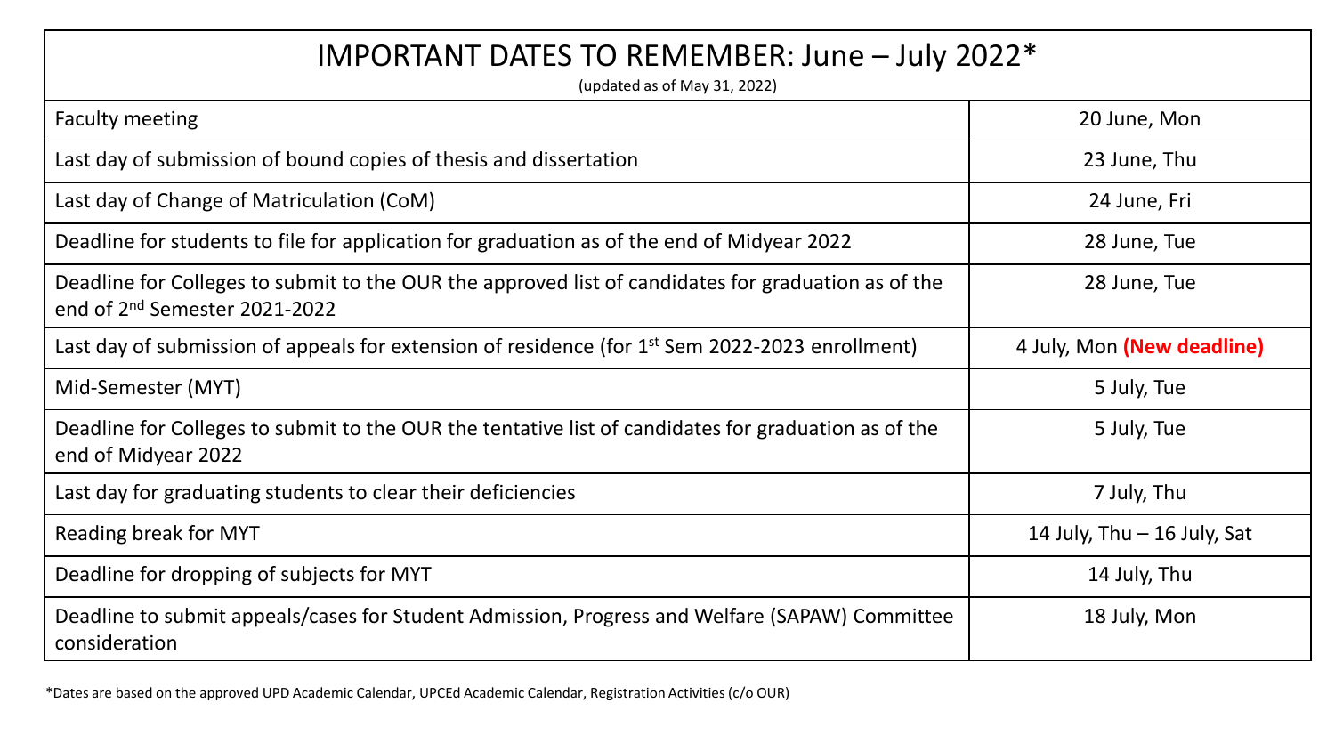| IMPORTANT DATES TO REMEMBER: June – July 2022* (updated as of May 31, 2022) | |
|---|---|
| Faculty meeting | 20 June, Mon |
| Last day of submission of bound copies of thesis and dissertation | 23 June, Thu |
| Last day of Change of Matriculation (CoM) | 24 June, Fri |
| Deadline for students to file for application for graduation as of the end of Midyear 2022 | 28 June, Tue |
| Deadline for Colleges to submit to the OUR the approved list of candidates for graduation as of the end of 2nd Semester 2021-2022 | 28 June, Tue |
| Last day of submission of appeals for extension of residence (for 1st Sem 2022-2023 enrollment) | 4 July, Mon **(New deadline)** |
| Mid-Semester (MYT) | 5 July, Tue |
| Deadline for Colleges to submit to the OUR the tentative list of candidates for graduation as of the end of Midyear 2022 | 5 July, Tue |
| Last day for graduating students to clear their deficiencies | 7 July, Thu |
| Reading break for MYT | 14 July, Thu – 16 July, Sat |
| Deadline for dropping of subjects for MYT | 14 July, Thu |
| Deadline to submit appeals/cases for Student Admission, Progress and Welfare (SAPAW) Committee consideration | 18 July, Mon |

*Dates are based on the approved UPD Academic Calendar, UPCEd Academic Calendar, Registration Activities (c/o OUR)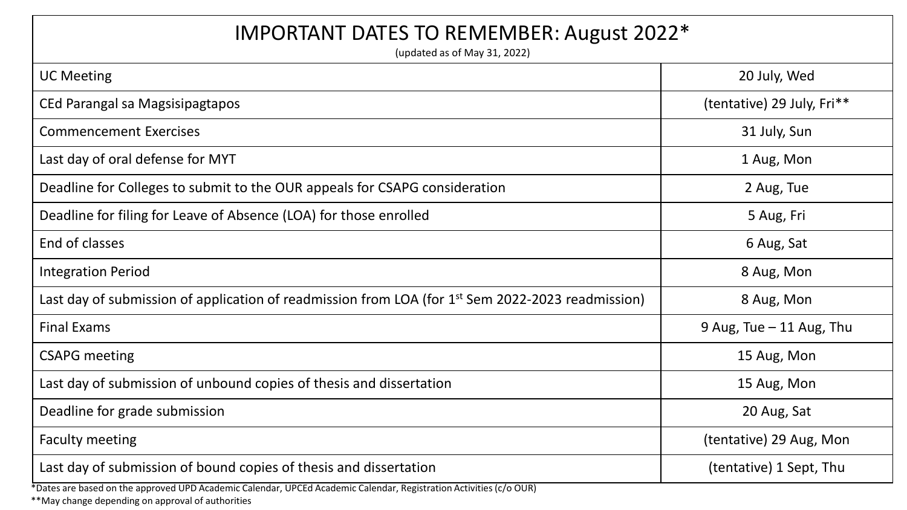# IMPORTANT DATES TO REMEMBER: August 2022*

(updated as of May 31, 2022)

| | |
|---|---|
| UC Meeting | 20 July, Wed |
| CEd Parangal sa Magsisipagtapos | (tentative) 29 July, Fri** |
| Commencement Exercises | 31 July, Sun |
| Last day of oral defense for MYT | 1 Aug, Mon |
| Deadline for Colleges to submit to the OUR appeals for CSAPG consideration | 2 Aug, Tue |
| Deadline for filing for Leave of Absence (LOA) for those enrolled | 5 Aug, Fri |
| End of classes | 6 Aug, Sat |
| Integration Period | 8 Aug, Mon |
| Last day of submission of application of readmission from LOA (for 1st Sem 2022-2023 readmission) | 8 Aug, Mon |
| Final Exams | 9 Aug, Tue – 11 Aug, Thu |
| CSAPG meeting | 15 Aug, Mon |
| Last day of submission of unbound copies of thesis and dissertation | 15 Aug, Mon |
| Deadline for grade submission | 20 Aug, Sat |
| Faculty meeting | (tentative) 29 Aug, Mon |
| Last day of submission of bound copies of thesis and dissertation | (tentative) 1 Sept, Thu |

*Dates are based on the approved UPD Academic Calendar, UPCEd Academic Calendar, Registration Activities (c/o OUR)

**May change depending on approval of authorities